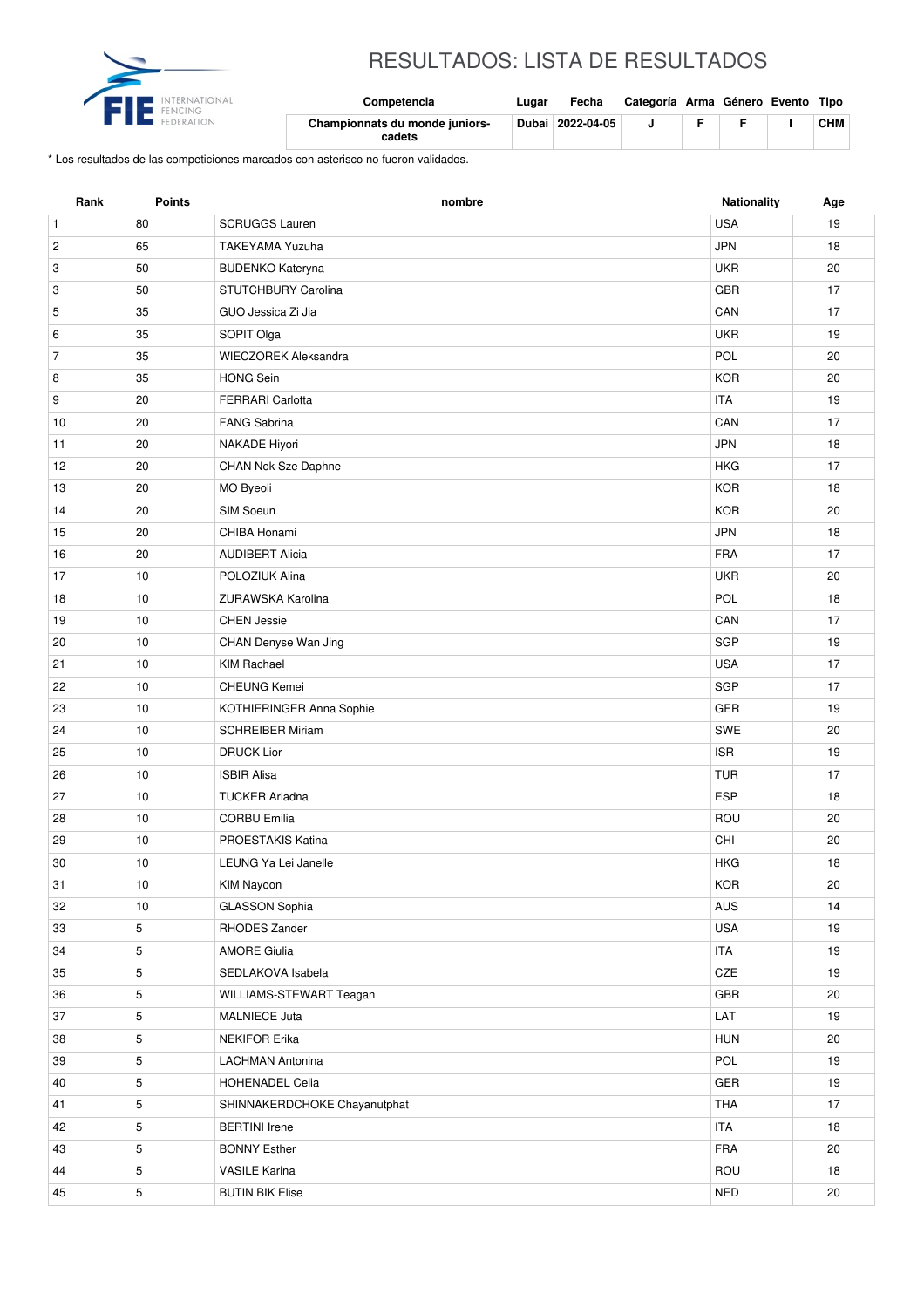# RESULTADOS: LISTA DE RESULTADOS

| Competencia | Lugar | Fecha | Categoría | Arma | Género | Evento | Tipo |
|---|---|---|---|---|---|---|---|
| Championnats du monde juniors-cadets | Dubai | 2022-04-05 | J | F | F | I | CHM |

* Los resultados de las competiciones marcados con asterisco no fueron validados.

| Rank | Points | nombre | Nationality | Age |
|---|---|---|---|---|
| 1 | 80 | SCRUGGS Lauren | USA | 19 |
| 2 | 65 | TAKEYAMA Yuzuha | JPN | 18 |
| 3 | 50 | BUDENKO Kateryna | UKR | 20 |
| 3 | 50 | STUTCHBURY Carolina | GBR | 17 |
| 5 | 35 | GUO Jessica Zi Jia | CAN | 17 |
| 6 | 35 | SOPIT Olga | UKR | 19 |
| 7 | 35 | WIECZOREK Aleksandra | POL | 20 |
| 8 | 35 | HONG Sein | KOR | 20 |
| 9 | 20 | FERRARI Carlotta | ITA | 19 |
| 10 | 20 | FANG Sabrina | CAN | 17 |
| 11 | 20 | NAKADE Hiyori | JPN | 18 |
| 12 | 20 | CHAN Nok Sze Daphne | HKG | 17 |
| 13 | 20 | MO Byeoli | KOR | 18 |
| 14 | 20 | SIM Soeun | KOR | 20 |
| 15 | 20 | CHIBA Honami | JPN | 18 |
| 16 | 20 | AUDIBERT Alicia | FRA | 17 |
| 17 | 10 | POLOZIUK Alina | UKR | 20 |
| 18 | 10 | ZURAWSKA Karolina | POL | 18 |
| 19 | 10 | CHEN Jessie | CAN | 17 |
| 20 | 10 | CHAN Denyse Wan Jing | SGP | 19 |
| 21 | 10 | KIM Rachael | USA | 17 |
| 22 | 10 | CHEUNG Kemei | SGP | 17 |
| 23 | 10 | KOTHIERINGER Anna Sophie | GER | 19 |
| 24 | 10 | SCHREIBER Miriam | SWE | 20 |
| 25 | 10 | DRUCK Lior | ISR | 19 |
| 26 | 10 | ISBIR Alisa | TUR | 17 |
| 27 | 10 | TUCKER Ariadna | ESP | 18 |
| 28 | 10 | CORBU Emilia | ROU | 20 |
| 29 | 10 | PROESTAKIS Katina | CHI | 20 |
| 30 | 10 | LEUNG Ya Lei Janelle | HKG | 18 |
| 31 | 10 | KIM Nayoon | KOR | 20 |
| 32 | 10 | GLASSON Sophia | AUS | 14 |
| 33 | 5 | RHODES Zander | USA | 19 |
| 34 | 5 | AMORE Giulia | ITA | 19 |
| 35 | 5 | SEDLAKOVA Isabela | CZE | 19 |
| 36 | 5 | WILLIAMS-STEWART Teagan | GBR | 20 |
| 37 | 5 | MALNIECE Juta | LAT | 19 |
| 38 | 5 | NEKIFOR Erika | HUN | 20 |
| 39 | 5 | LACHMAN Antonina | POL | 19 |
| 40 | 5 | HOHENADEL Celia | GER | 19 |
| 41 | 5 | SHINNAKERDCHOKE Chayanutphat | THA | 17 |
| 42 | 5 | BERTINI Irene | ITA | 18 |
| 43 | 5 | BONNY Esther | FRA | 20 |
| 44 | 5 | VASILE Karina | ROU | 18 |
| 45 | 5 | BUTIN BIK Elise | NED | 20 |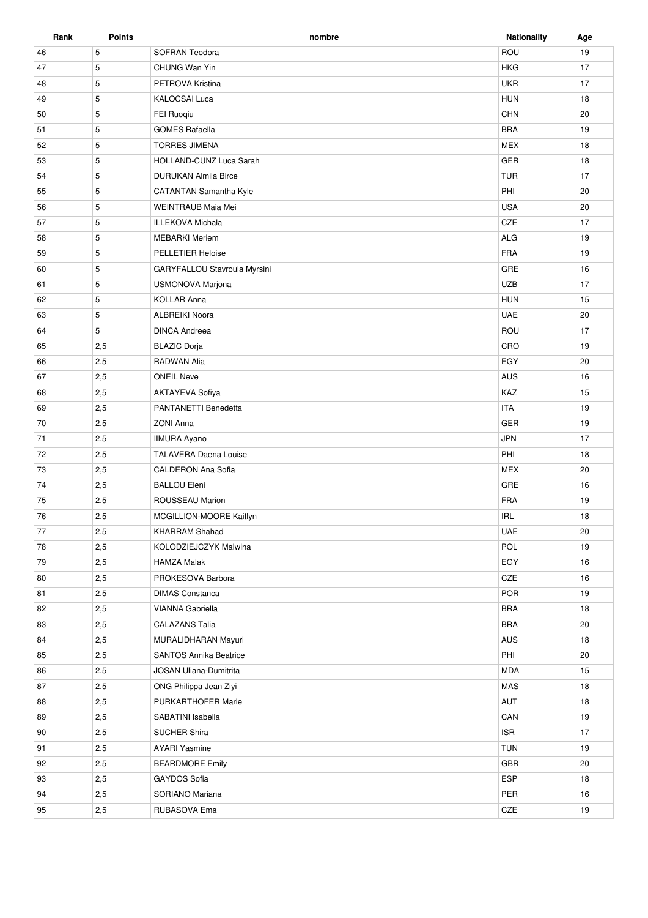| Rank | Points | nombre | Nationality | Age |
|---|---|---|---|---|
| 46 | 5 | SOFRAN Teodora | ROU | 19 |
| 47 | 5 | CHUNG Wan Yin | HKG | 17 |
| 48 | 5 | PETROVA Kristina | UKR | 17 |
| 49 | 5 | KALOCSAI Luca | HUN | 18 |
| 50 | 5 | FEI Ruoqiu | CHN | 20 |
| 51 | 5 | GOMES Rafaella | BRA | 19 |
| 52 | 5 | TORRES JIMENA | MEX | 18 |
| 53 | 5 | HOLLAND-CUNZ Luca Sarah | GER | 18 |
| 54 | 5 | DURUKAN Almila Birce | TUR | 17 |
| 55 | 5 | CATANTAN Samantha Kyle | PHI | 20 |
| 56 | 5 | WEINTRAUB Maia Mei | USA | 20 |
| 57 | 5 | ILLEKOVA Michala | CZE | 17 |
| 58 | 5 | MEBARKI Meriem | ALG | 19 |
| 59 | 5 | PELLETIER Heloise | FRA | 19 |
| 60 | 5 | GARYFALLOU Stavroula Myrsini | GRE | 16 |
| 61 | 5 | USMONOVA Marjona | UZB | 17 |
| 62 | 5 | KOLLAR Anna | HUN | 15 |
| 63 | 5 | ALBREIKI Noora | UAE | 20 |
| 64 | 5 | DINCA Andreea | ROU | 17 |
| 65 | 2,5 | BLAZIC Dorja | CRO | 19 |
| 66 | 2,5 | RADWAN Alia | EGY | 20 |
| 67 | 2,5 | ONEIL Neve | AUS | 16 |
| 68 | 2,5 | AKTAYEVA Sofiya | KAZ | 15 |
| 69 | 2,5 | PANTANETTI Benedetta | ITA | 19 |
| 70 | 2,5 | ZONI Anna | GER | 19 |
| 71 | 2,5 | IIMURA Ayano | JPN | 17 |
| 72 | 2,5 | TALAVERA Daena Louise | PHI | 18 |
| 73 | 2,5 | CALDERON Ana Sofia | MEX | 20 |
| 74 | 2,5 | BALLOU Eleni | GRE | 16 |
| 75 | 2,5 | ROUSSEAU Marion | FRA | 19 |
| 76 | 2,5 | MCGILLION-MOORE Kaitlyn | IRL | 18 |
| 77 | 2,5 | KHARRAM Shahad | UAE | 20 |
| 78 | 2,5 | KOLODZIEJCZYK Malwina | POL | 19 |
| 79 | 2,5 | HAMZA Malak | EGY | 16 |
| 80 | 2,5 | PROKESOVA Barbora | CZE | 16 |
| 81 | 2,5 | DIMAS Constanca | POR | 19 |
| 82 | 2,5 | VIANNA Gabriella | BRA | 18 |
| 83 | 2,5 | CALAZANS Talia | BRA | 20 |
| 84 | 2,5 | MURALIDHARAN Mayuri | AUS | 18 |
| 85 | 2,5 | SANTOS Annika Beatrice | PHI | 20 |
| 86 | 2,5 | JOSAN Uliana-Dumitrita | MDA | 15 |
| 87 | 2,5 | ONG Philippa Jean Ziyi | MAS | 18 |
| 88 | 2,5 | PURKARTHOFER Marie | AUT | 18 |
| 89 | 2,5 | SABATINI Isabella | CAN | 19 |
| 90 | 2,5 | SUCHER Shira | ISR | 17 |
| 91 | 2,5 | AYARI Yasmine | TUN | 19 |
| 92 | 2,5 | BEARDMORE Emily | GBR | 20 |
| 93 | 2,5 | GAYDOS Sofia | ESP | 18 |
| 94 | 2,5 | SORIANO Mariana | PER | 16 |
| 95 | 2,5 | RUBASOVA Ema | CZE | 19 |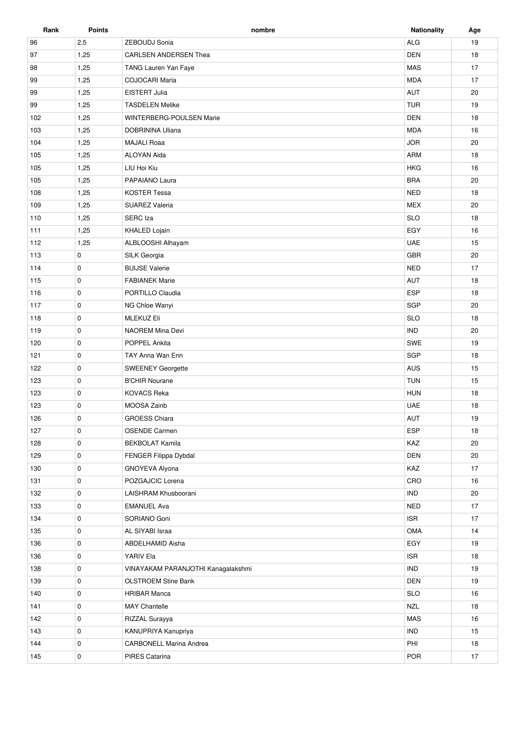| Rank | Points | nombre | Nationality | Age |
|---|---|---|---|---|
| 96 | 2,5 | ZEBOUDJ Sonia | ALG | 19 |
| 97 | 1,25 | CARLSEN ANDERSEN Thea | DEN | 18 |
| 98 | 1,25 | TANG Lauren Yan Faye | MAS | 17 |
| 99 | 1,25 | COJOCARI Maria | MDA | 17 |
| 99 | 1,25 | EISTERT Julia | AUT | 20 |
| 99 | 1,25 | TASDELEN Melike | TUR | 19 |
| 102 | 1,25 | WINTERBERG-POULSEN Marie | DEN | 18 |
| 103 | 1,25 | DOBRININA Uliana | MDA | 16 |
| 104 | 1,25 | MAJALI Roaa | JOR | 20 |
| 105 | 1,25 | ALOYAN Aida | ARM | 18 |
| 105 | 1,25 | LIU Hoi Kiu | HKG | 16 |
| 105 | 1,25 | PAPAIANO Laura | BRA | 20 |
| 108 | 1,25 | KOSTER Tessa | NED | 18 |
| 109 | 1,25 | SUAREZ Valeria | MEX | 20 |
| 110 | 1,25 | SERC Iza | SLO | 18 |
| 111 | 1,25 | KHALED Lojain | EGY | 16 |
| 112 | 1,25 | ALBLOOSHI Alhayam | UAE | 15 |
| 113 | 0 | SILK Georgia | GBR | 20 |
| 114 | 0 | BUIJSE Valerie | NED | 17 |
| 115 | 0 | FABIANEK Marie | AUT | 18 |
| 116 | 0 | PORTILLO Claudia | ESP | 18 |
| 117 | 0 | NG Chloe Wanyi | SGP | 20 |
| 118 | 0 | MLEKUZ Eli | SLO | 18 |
| 119 | 0 | NAOREM Mina Devi | IND | 20 |
| 120 | 0 | POPPEL Ankita | SWE | 19 |
| 121 | 0 | TAY Anna Wan Enn | SGP | 18 |
| 122 | 0 | SWEENEY Georgette | AUS | 15 |
| 123 | 0 | B'CHIR Nourane | TUN | 15 |
| 123 | 0 | KOVACS Reka | HUN | 18 |
| 123 | 0 | MOOSA Zainb | UAE | 18 |
| 126 | 0 | GROESS Chiara | AUT | 19 |
| 127 | 0 | OSENDE Carmen | ESP | 18 |
| 128 | 0 | BEKBOLAT Kamila | KAZ | 20 |
| 129 | 0 | FENGER Filippa Dybdal | DEN | 20 |
| 130 | 0 | GNOYEVA Alyona | KAZ | 17 |
| 131 | 0 | POZGAJCIC Lorena | CRO | 16 |
| 132 | 0 | LAISHRAM Khusboorani | IND | 20 |
| 133 | 0 | EMANUEL Ava | NED | 17 |
| 134 | 0 | SORIANO Goni | ISR | 17 |
| 135 | 0 | AL SIYABI Israa | OMA | 14 |
| 136 | 0 | ABDELHAMID Aisha | EGY | 19 |
| 136 | 0 | YARIV Ela | ISR | 18 |
| 138 | 0 | VINAYAKAM PARANJOTHI Kanagalakshmi | IND | 19 |
| 139 | 0 | OLSTROEM Stine Bank | DEN | 19 |
| 140 | 0 | HRIBAR Manca | SLO | 16 |
| 141 | 0 | MAY Chantelle | NZL | 18 |
| 142 | 0 | RIZZAL Surayya | MAS | 16 |
| 143 | 0 | KANUPRIYA Kanupriya | IND | 15 |
| 144 | 0 | CARBONELL Marina Andrea | PHI | 18 |
| 145 | 0 | PIRES Catarina | POR | 17 |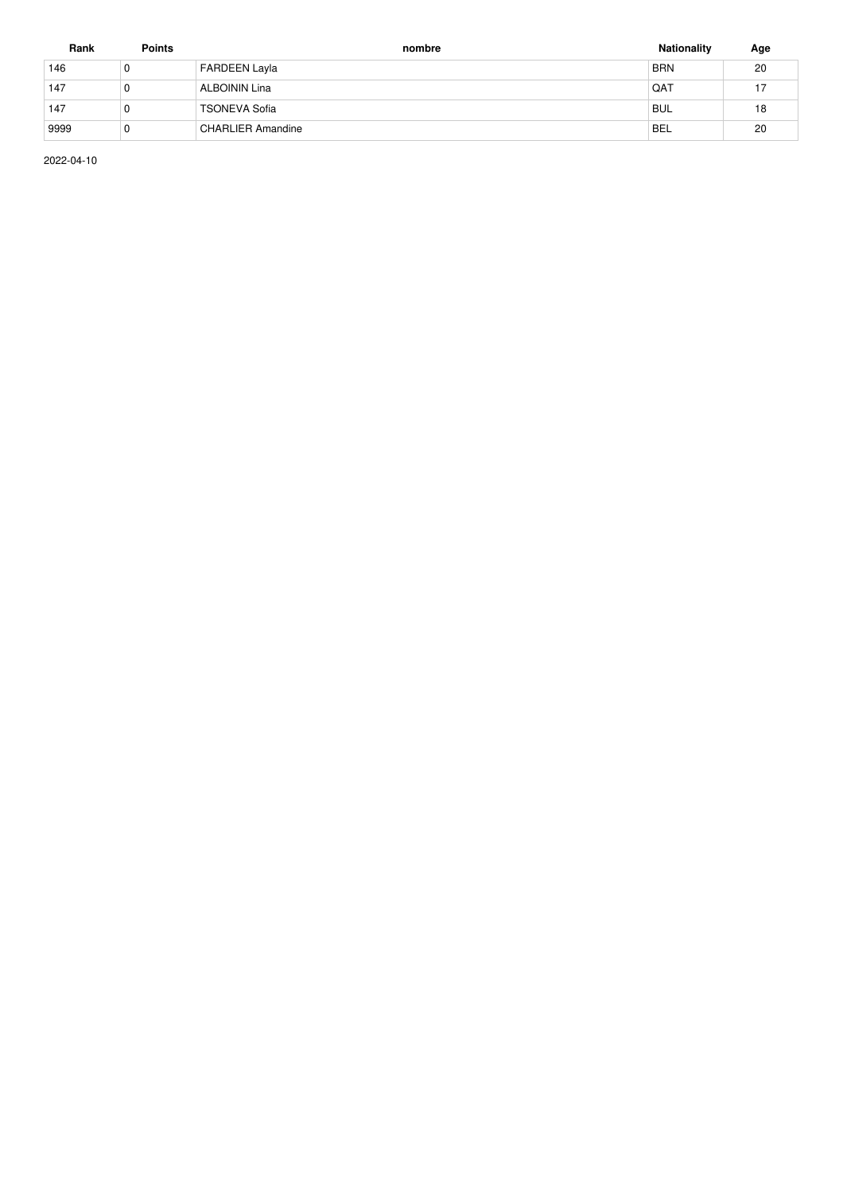| Rank | Points | nombre | Nationality | Age |
|---|---|---|---|---|
| 146 | 0 | FARDEEN Layla | BRN | 20 |
| 147 | 0 | ALBOININ Lina | QAT | 17 |
| 147 | 0 | TSONEVA Sofia | BUL | 18 |
| 9999 | 0 | CHARLIER Amandine | BEL | 20 |

2022-04-10